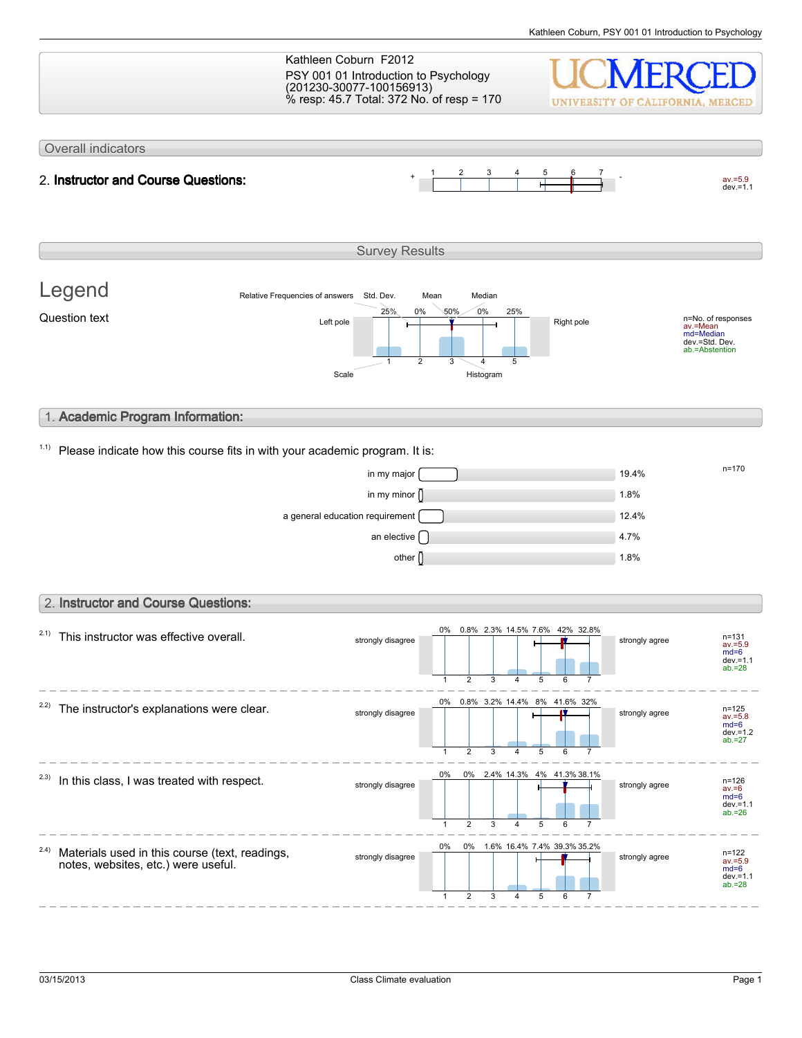Kathleen Coburn F2012
PSY 001 01 Introduction to Psychology
(201230-30077-100156913)
% resp: 45.7 Total: 372 No. of resp = 170

UCMERCED
UNIVERSITY OF CALIFORNIA, MERCED

## Overall indicators

**2. Instructor and Course Questions:**

| + | 1 | 2 | 3 | 4 | 5 | 6 | 7 | - | |
|---|---|---|---|---|---|---|---|---|---|
| | | | | | | | | | av.=5.9 dev.=1.1 |

## Survey Results

### Legend

Question text

Relative Frequencies of answers, Std. Dev., Mean, Median

Left pole: 25% 0% 50% 0% 25% — Right pole

Scale: 1 2 3 4 5 — Histogram

n=No. of responses
av.=Mean
md=Median
dev.=Std. Dev.
ab.=Abstention

## 1. Academic Program Information:

1.1) Please indicate how this course fits in with your academic program. It is:

n=170

| Option | Percentage |
|---|---|
| in my major | 19.4% |
| in my minor | 1.8% |
| a general education requirement | 12.4% |
| an elective | 4.7% |
| other | 1.8% |

## 2. Instructor and Course Questions:

Scale: 1 = strongly disagree, 7 = strongly agree

| Question | 1 | 2 | 3 | 4 | 5 | 6 | 7 | Statistics |
|---|---|---|---|---|---|---|---|---|
| 2.1) This instructor was effective overall. | 0% | 0.8% | 2.3% | 14.5% | 7.6% | 42% | 32.8% | n=131, av.=5.9, md=6, dev.=1.1, ab.=28 |
| 2.2) The instructor's explanations were clear. | 0% | 0.8% | 3.2% | 14.4% | 8% | 41.6% | 32% | n=125, av.=5.8, md=6, dev.=1.2, ab.=27 |
| 2.3) In this class, I was treated with respect. | 0% | 0% | 2.4% | 14.3% | 4% | 41.3% | 38.1% | n=126, av.=6, md=6, dev.=1.1, ab.=26 |
| 2.4) Materials used in this course (text, readings, notes, websites, etc.) were useful. | 0% | 0% | 1.6% | 16.4% | 7.4% | 39.3% | 35.2% | n=122, av.=5.9, md=6, dev.=1.1, ab.=28 |

03/15/2013 Class Climate evaluation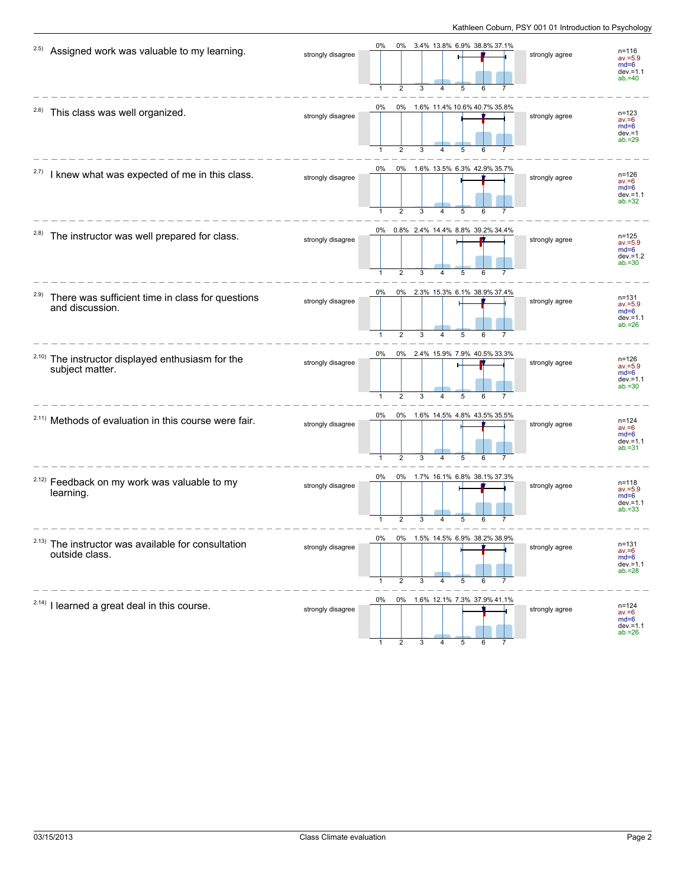2.5) Assigned work was valuable to my learning.

| strongly disagree | 1 | 2 | 3 | 4 | 5 | 6 | 7 | strongly agree | |
|---|---|---|---|---|---|---|---|---|---|
| | 0% | 0% | 3.4% | 13.8% | 6.9% | 38.8% | 37.1% | | n=116 av.=5.9 md=6 dev.=1.1 ab.=40 |

2.6) This class was well organized.

| strongly disagree | 1 | 2 | 3 | 4 | 5 | 6 | 7 | strongly agree | |
|---|---|---|---|---|---|---|---|---|---|
| | 0% | 0% | 1.6% | 11.4% | 10.6% | 40.7% | 35.8% | | n=123 av.=6 md=6 dev.=1 ab.=29 |

2.7) I knew what was expected of me in this class.

| strongly disagree | 1 | 2 | 3 | 4 | 5 | 6 | 7 | strongly agree | |
|---|---|---|---|---|---|---|---|---|---|
| | 0% | 0% | 1.6% | 13.5% | 6.3% | 42.9% | 35.7% | | n=126 av.=6 md=6 dev.=1.1 ab.=32 |

2.8) The instructor was well prepared for class.

| strongly disagree | 1 | 2 | 3 | 4 | 5 | 6 | 7 | strongly agree | |
|---|---|---|---|---|---|---|---|---|---|
| | 0% | 0.8% | 2.4% | 14.4% | 8.8% | 39.2% | 34.4% | | n=125 av.=5.9 md=6 dev.=1.2 ab.=30 |

2.9) There was sufficient time in class for questions and discussion.

| strongly disagree | 1 | 2 | 3 | 4 | 5 | 6 | 7 | strongly agree | |
|---|---|---|---|---|---|---|---|---|---|
| | 0% | 0% | 2.3% | 15.3% | 6.1% | 38.9% | 37.4% | | n=131 av.=5.9 md=6 dev.=1.1 ab.=26 |

2.10) The instructor displayed enthusiasm for the subject matter.

| strongly disagree | 1 | 2 | 3 | 4 | 5 | 6 | 7 | strongly agree | |
|---|---|---|---|---|---|---|---|---|---|
| | 0% | 0% | 2.4% | 15.9% | 7.9% | 40.5% | 33.3% | | n=126 av.=5.9 md=6 dev.=1.1 ab.=30 |

2.11) Methods of evaluation in this course were fair.

| strongly disagree | 1 | 2 | 3 | 4 | 5 | 6 | 7 | strongly agree | |
|---|---|---|---|---|---|---|---|---|---|
| | 0% | 0% | 1.6% | 14.5% | 4.8% | 43.5% | 35.5% | | n=124 av.=6 md=6 dev.=1.1 ab.=31 |

2.12) Feedback on my work was valuable to my learning.

| strongly disagree | 1 | 2 | 3 | 4 | 5 | 6 | 7 | strongly agree | |
|---|---|---|---|---|---|---|---|---|---|
| | 0% | 0% | 1.7% | 16.1% | 6.8% | 38.1% | 37.3% | | n=118 av.=5.9 md=6 dev.=1.1 ab.=33 |

2.13) The instructor was available for consultation outside class.

| strongly disagree | 1 | 2 | 3 | 4 | 5 | 6 | 7 | strongly agree | |
|---|---|---|---|---|---|---|---|---|---|
| | 0% | 0% | 1.5% | 14.5% | 6.9% | 38.2% | 38.9% | | n=131 av.=6 md=6 dev.=1.1 ab.=28 |

2.14) I learned a great deal in this course.

| strongly disagree | 1 | 2 | 3 | 4 | 5 | 6 | 7 | strongly agree | |
|---|---|---|---|---|---|---|---|---|---|
| | 0% | 0% | 1.6% | 12.1% | 7.3% | 37.9% | 41.1% | | n=124 av.=6 md=6 dev.=1.1 ab.=26 |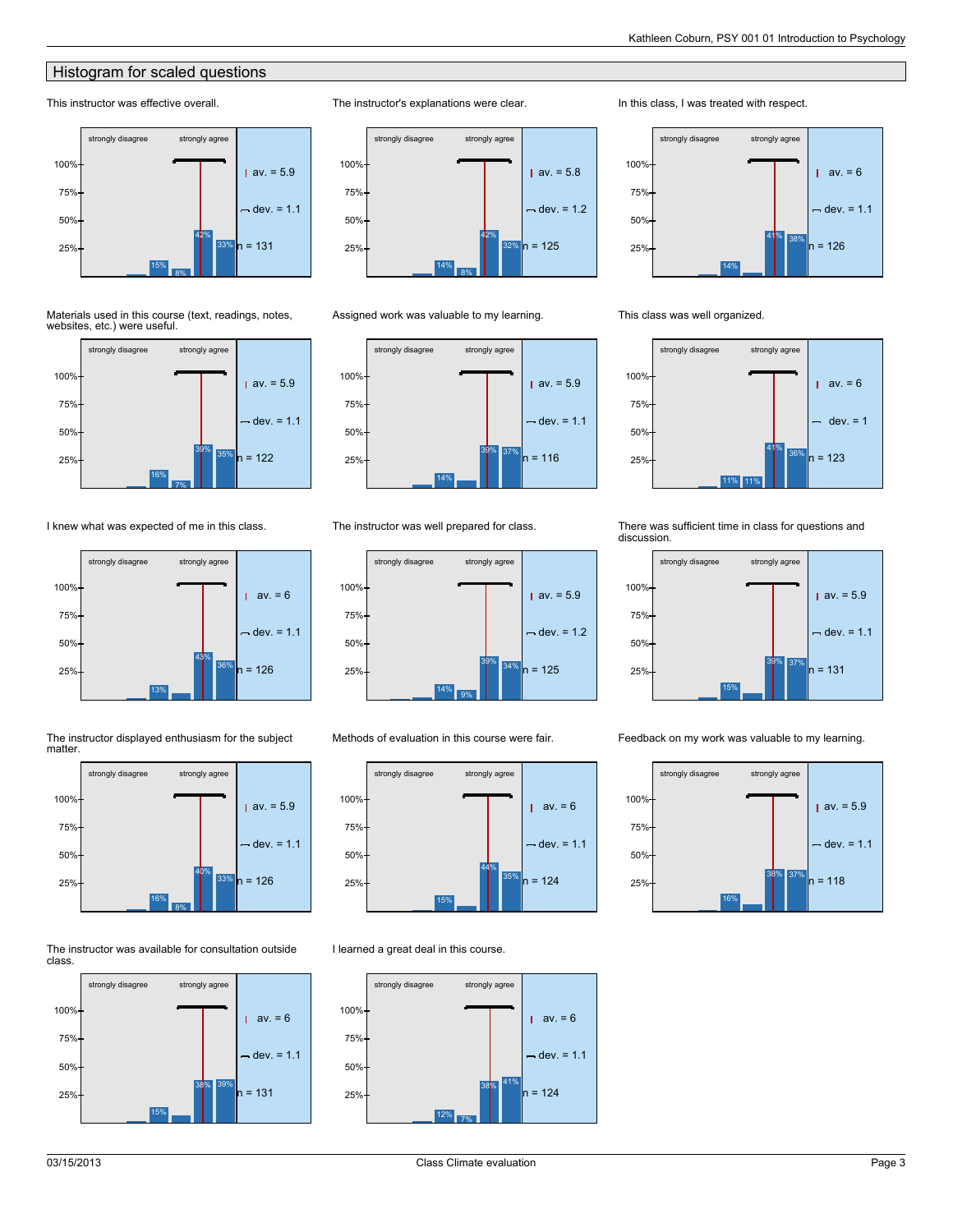## Histogram for scaled questions

**This instructor was effective overall.**

strongly disagree — strongly agree

Bar labels: 15%, 8%, 42%, 33%

av. = 5.9
dev. = 1.1
n = 131

**The instructor's explanations were clear.**

strongly disagree — strongly agree

Bar labels: 14%, 8%, 42%, 32%

av. = 5.8
dev. = 1.2
n = 125

**In this class, I was treated with respect.**

strongly disagree — strongly agree

Bar labels: 14%, 41%, 38%

av. = 6
dev. = 1.1
n = 126

**Materials used in this course (text, readings, notes, websites, etc.) were useful.**

strongly disagree — strongly agree

Bar labels: 16%, 7%, 39%, 35%

av. = 5.9
dev. = 1.1
n = 122

**Assigned work was valuable to my learning.**

strongly disagree — strongly agree

Bar labels: 14%, 39%, 37%

av. = 5.9
dev. = 1.1
n = 116

**This class was well organized.**

strongly disagree — strongly agree

Bar labels: 11%, 11%, 41%, 36%

av. = 6
dev. = 1
n = 123

**I knew what was expected of me in this class.**

strongly disagree — strongly agree

Bar labels: 13%, 43%, 36%

av. = 6
dev. = 1.1
n = 126

**The instructor was well prepared for class.**

strongly disagree — strongly agree

Bar labels: 14%, 9%, 39%, 34%

av. = 5.9
dev. = 1.2
n = 125

**There was sufficient time in class for questions and discussion.**

strongly disagree — strongly agree

Bar labels: 15%, 39%, 37%

av. = 5.9
dev. = 1.1
n = 131

**The instructor displayed enthusiasm for the subject matter.**

strongly disagree — strongly agree

Bar labels: 16%, 8%, 40%, 33%

av. = 5.9
dev. = 1.1
n = 126

**Methods of evaluation in this course were fair.**

strongly disagree — strongly agree

Bar labels: 15%, 44%, 35%

av. = 6
dev. = 1.1
n = 124

**Feedback on my work was valuable to my learning.**

strongly disagree — strongly agree

Bar labels: 16%, 38%, 37%

av. = 5.9
dev. = 1.1
n = 118

**The instructor was available for consultation outside class.**

strongly disagree — strongly agree

Bar labels: 15%, 38%, 39%

av. = 6
dev. = 1.1
n = 131

**I learned a great deal in this course.**

strongly disagree — strongly agree

Bar labels: 12%, 7%, 38%, 41%

av. = 6
dev. = 1.1
n = 124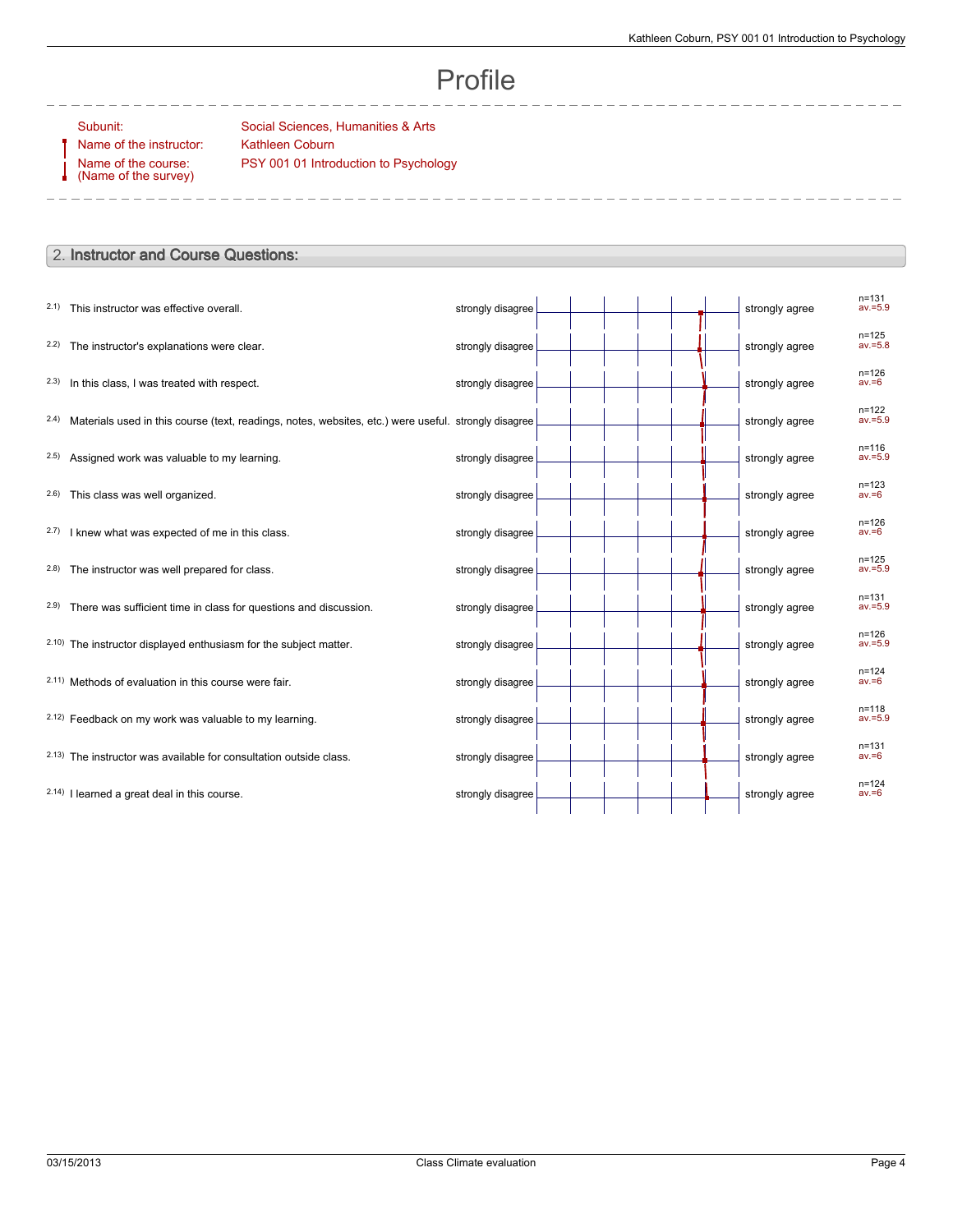# Profile

| | |
|---|---|
| Subunit: | Social Sciences, Humanities & Arts |
| Name of the instructor: | Kathleen Coburn |
| Name of the course: (Name of the survey) | PSY 001 01 Introduction to Psychology |

## 2. Instructor and Course Questions:

| # | Question | Left pole | Right pole | n | av. |
|---|---|---|---|---|---|
| 2.1) | This instructor was effective overall. | strongly disagree | strongly agree | n=131 | av.=5.9 |
| 2.2) | The instructor's explanations were clear. | strongly disagree | strongly agree | n=125 | av.=5.8 |
| 2.3) | In this class, I was treated with respect. | strongly disagree | strongly agree | n=126 | av.=6 |
| 2.4) | Materials used in this course (text, readings, notes, websites, etc.) were useful. | strongly disagree | strongly agree | n=122 | av.=5.9 |
| 2.5) | Assigned work was valuable to my learning. | strongly disagree | strongly agree | n=116 | av.=5.9 |
| 2.6) | This class was well organized. | strongly disagree | strongly agree | n=123 | av.=6 |
| 2.7) | I knew what was expected of me in this class. | strongly disagree | strongly agree | n=126 | av.=6 |
| 2.8) | The instructor was well prepared for class. | strongly disagree | strongly agree | n=125 | av.=5.9 |
| 2.9) | There was sufficient time in class for questions and discussion. | strongly disagree | strongly agree | n=131 | av.=5.9 |
| 2.10) | The instructor displayed enthusiasm for the subject matter. | strongly disagree | strongly agree | n=126 | av.=5.9 |
| 2.11) | Methods of evaluation in this course were fair. | strongly disagree | strongly agree | n=124 | av.=6 |
| 2.12) | Feedback on my work was valuable to my learning. | strongly disagree | strongly agree | n=118 | av.=5.9 |
| 2.13) | The instructor was available for consultation outside class. | strongly disagree | strongly agree | n=131 | av.=6 |
| 2.14) | I learned a great deal in this course. | strongly disagree | strongly agree | n=124 | av.=6 |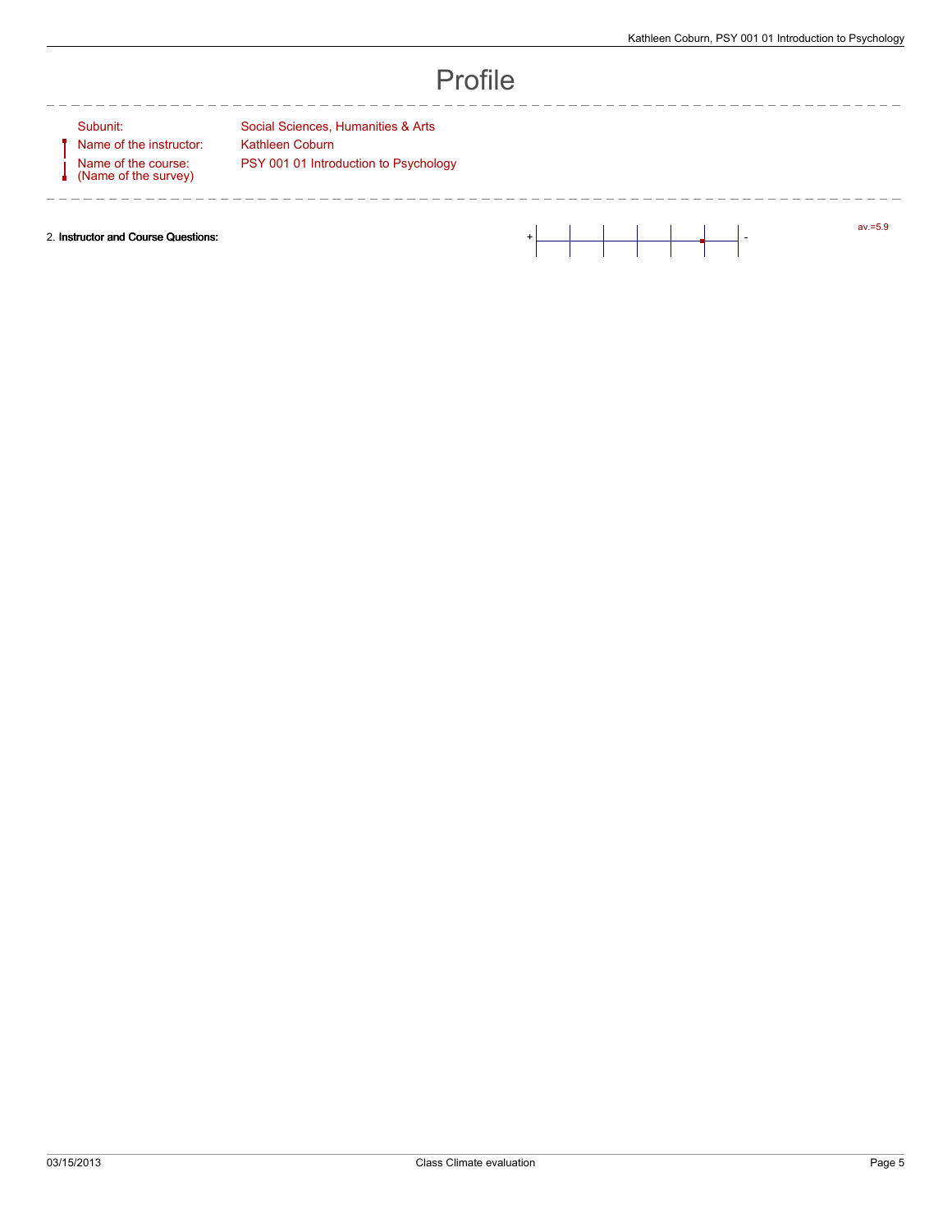# Profile

Subunit: Social Sciences, Humanities & Arts

Name of the instructor: Kathleen Coburn

Name of the course: (Name of the survey) PSY 001 01 Introduction to Psychology

2. **Instructor and Course Questions:** + - av.=5.9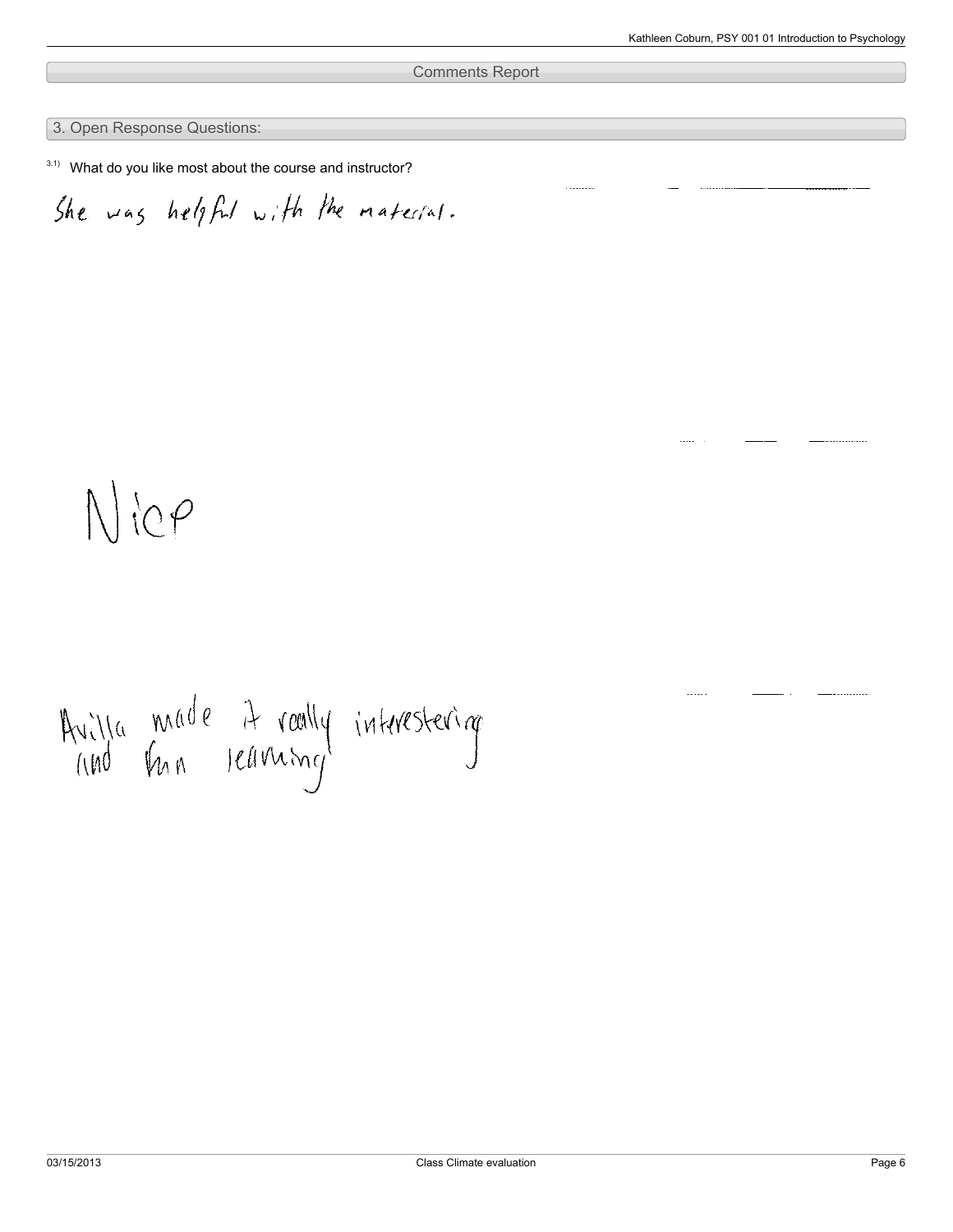## Comments Report

### 3. Open Response Questions:

3.1) What do you like most about the course and instructor?

She was helpful with the material.

Nice

Avilla made it really interestering and fun learning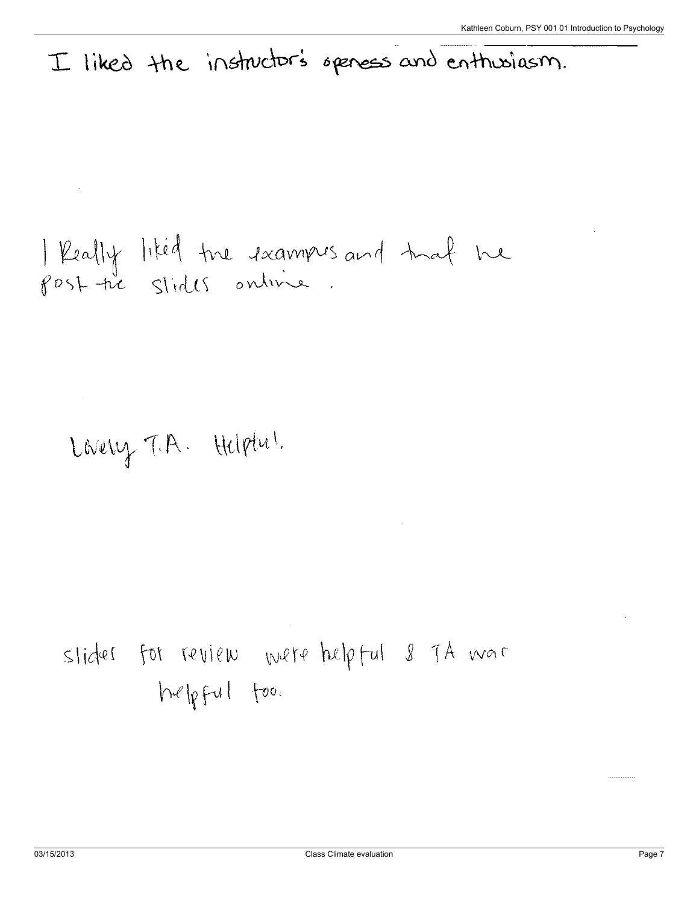I liked the instructor's openess and enthusiasm.

I Really liked the examples and that he post the slides online.

Lovely T.A. Helpful.

slides for review were helpful & TA was helpful too.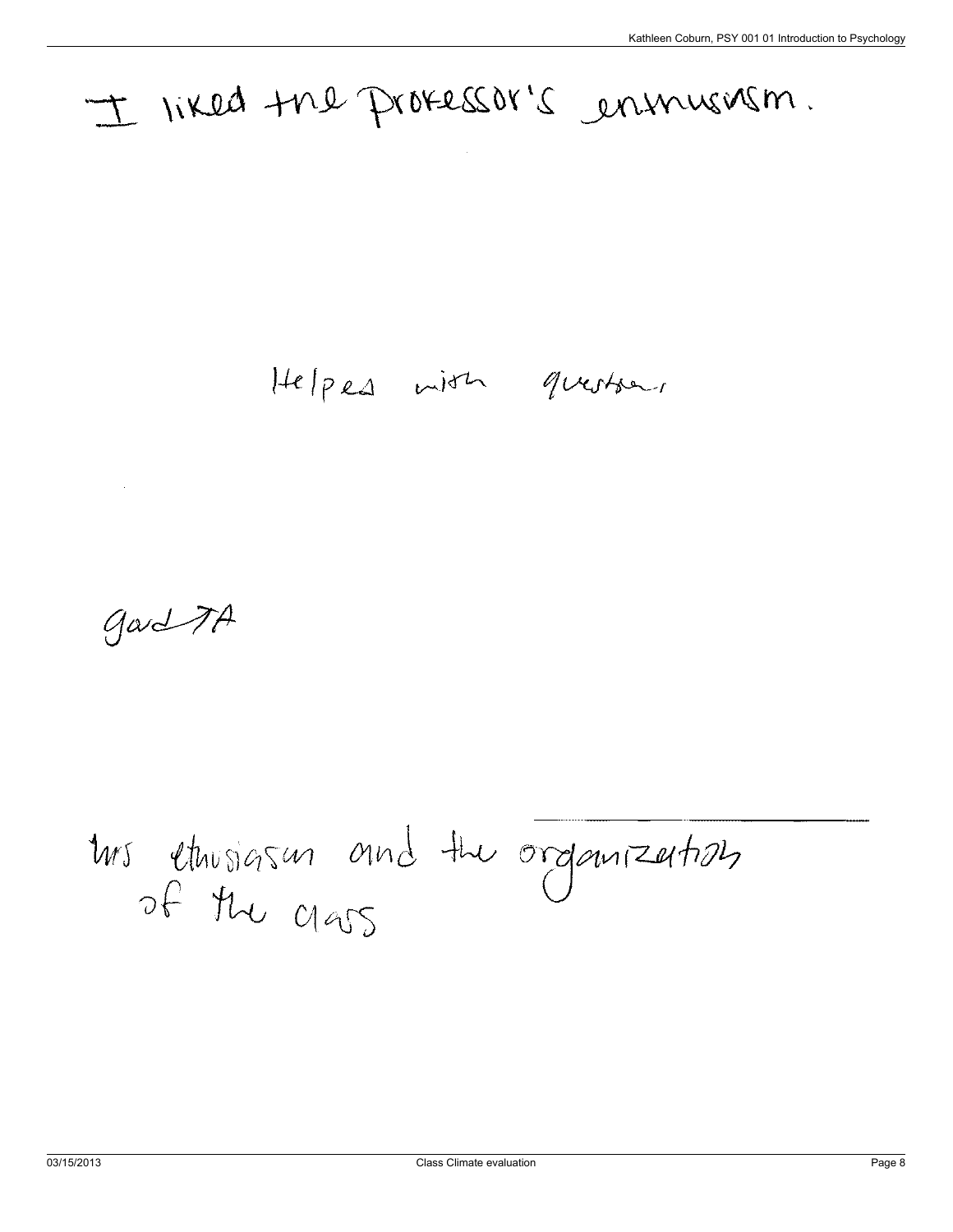I liked the professor's enthusiasm.

Helpes with questions

Gard TA

his ethusiasm and the organization of the class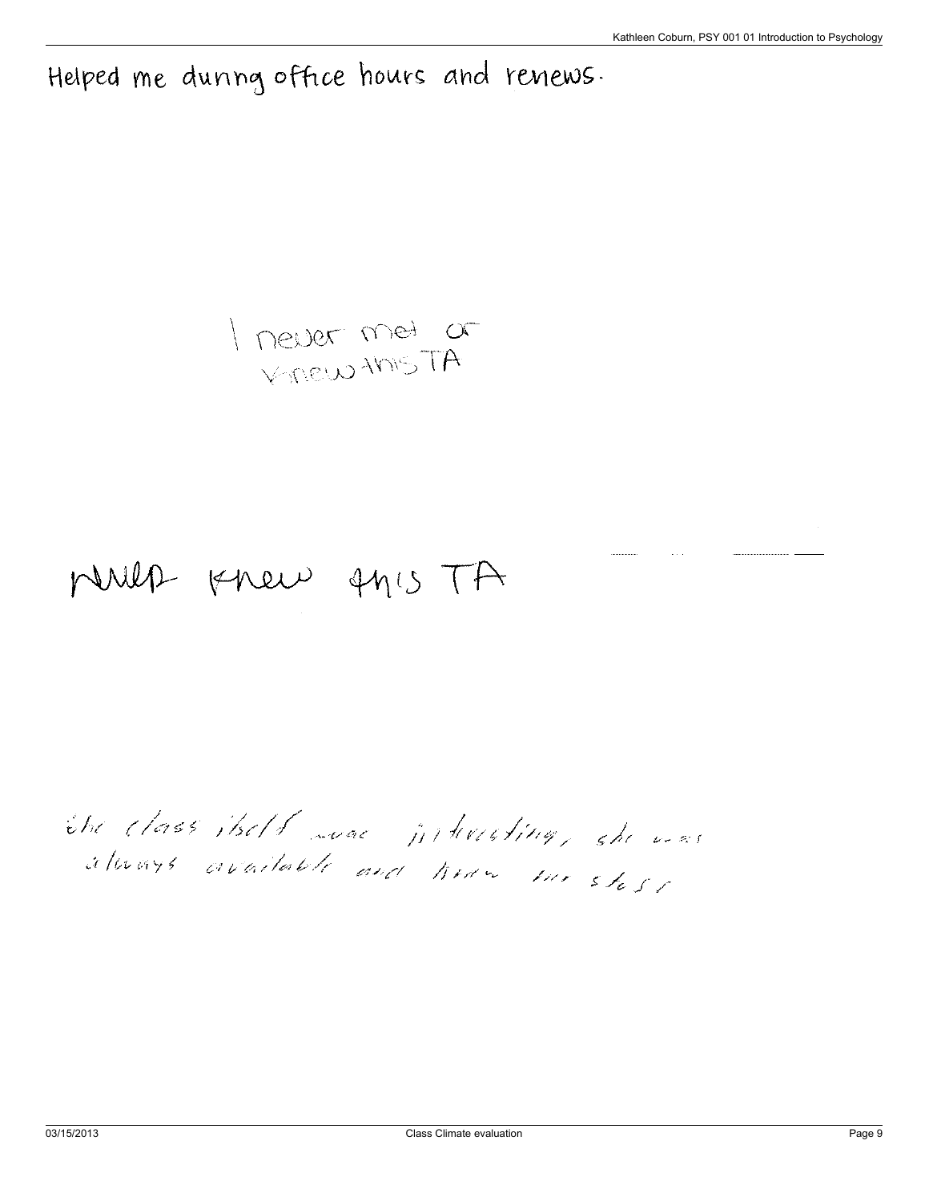Helped me during office hours and renews.

I never met or knew this TA

never knew this TA

the class itself was interesting, she was always available and knew her stuff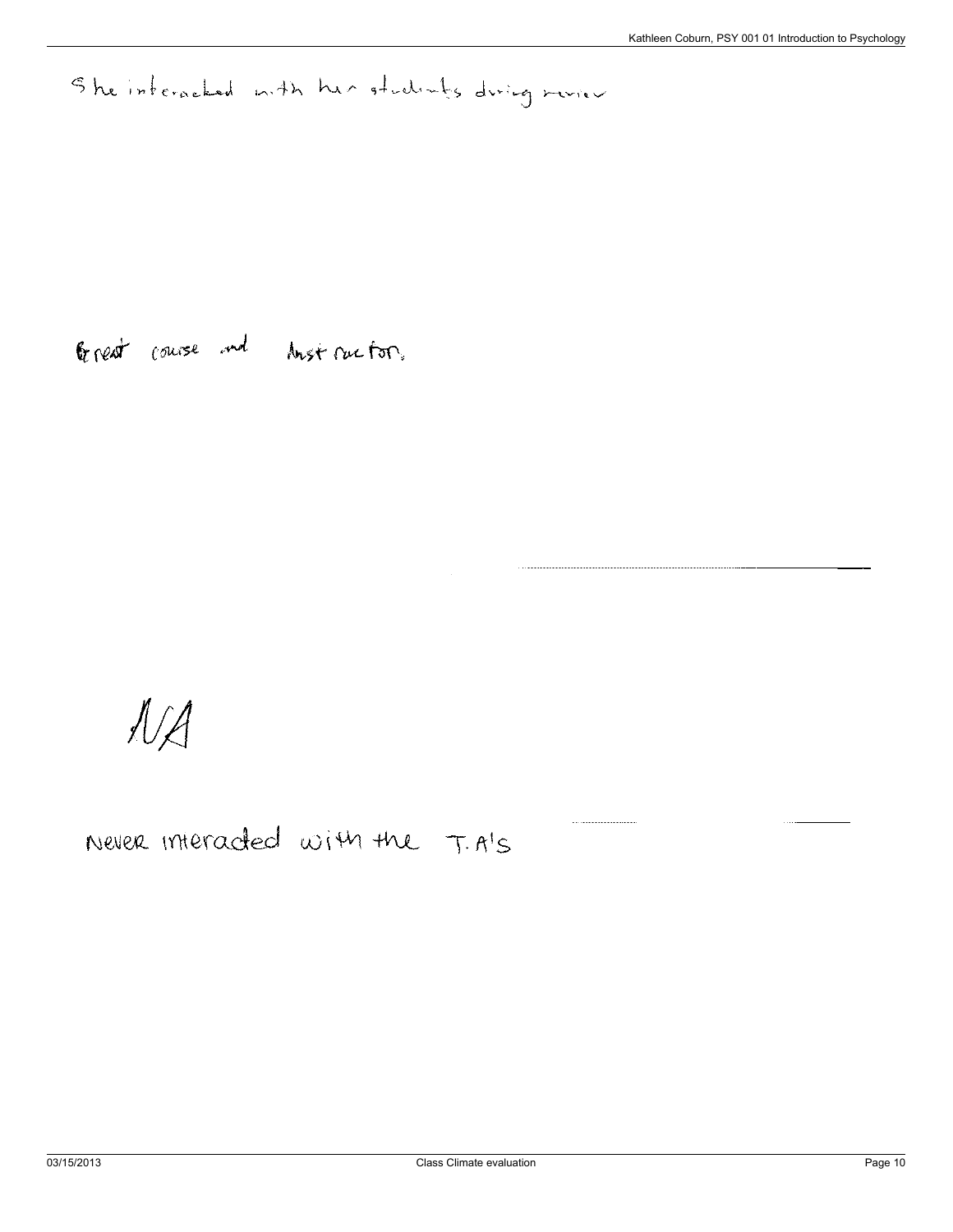She interacted with her students during review

Great course and instructor.

NA

Never interacted with the T.A's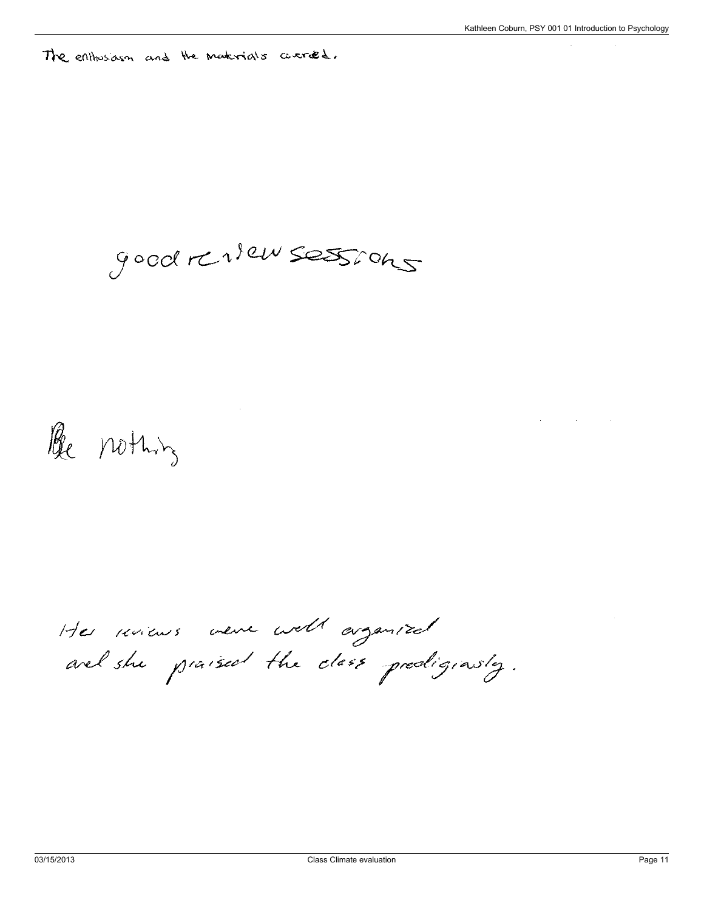The enthusiasm and the materials covered.

good review sessions

The nothing

Her reviews were well organized
and she praised the class prodigiously.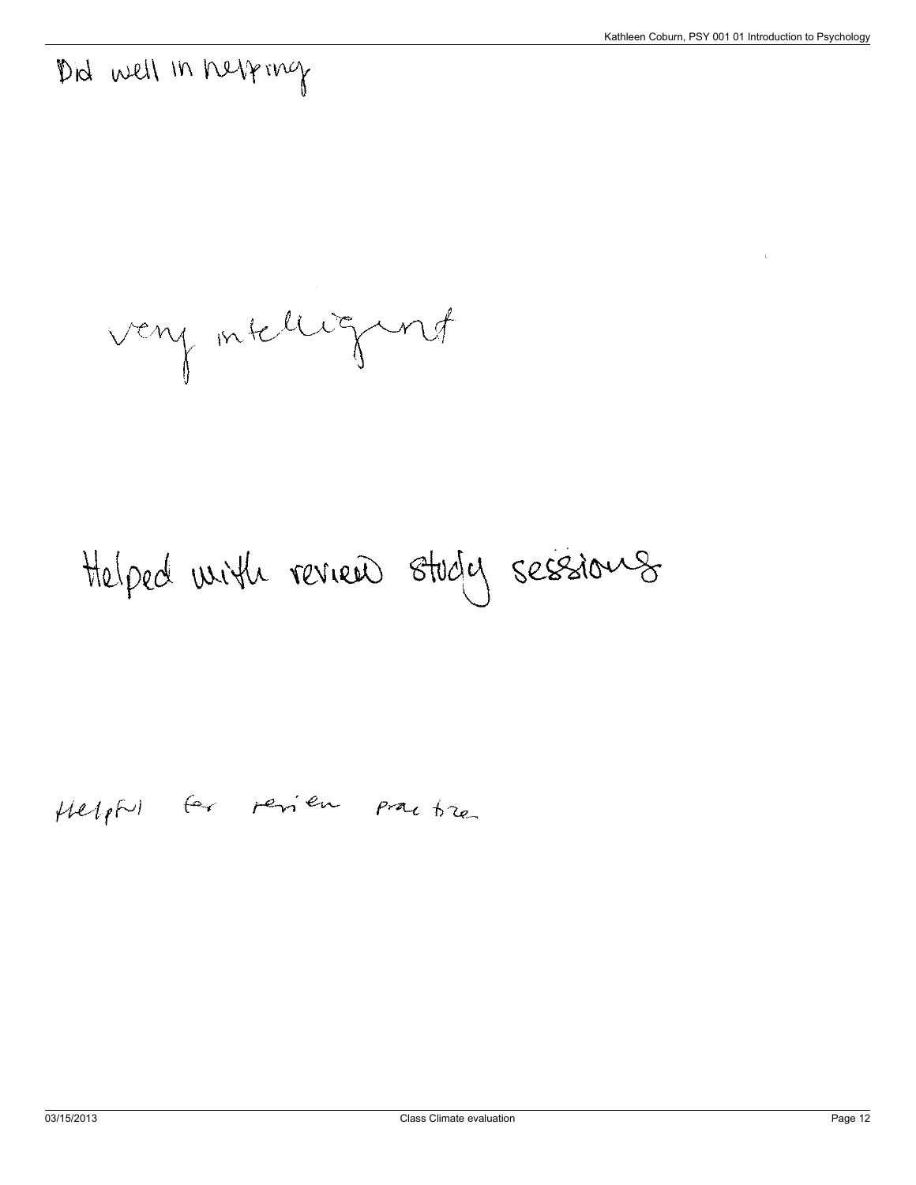Did well in helping

very intelligent

Helped with review study sessions

Helpful for review practice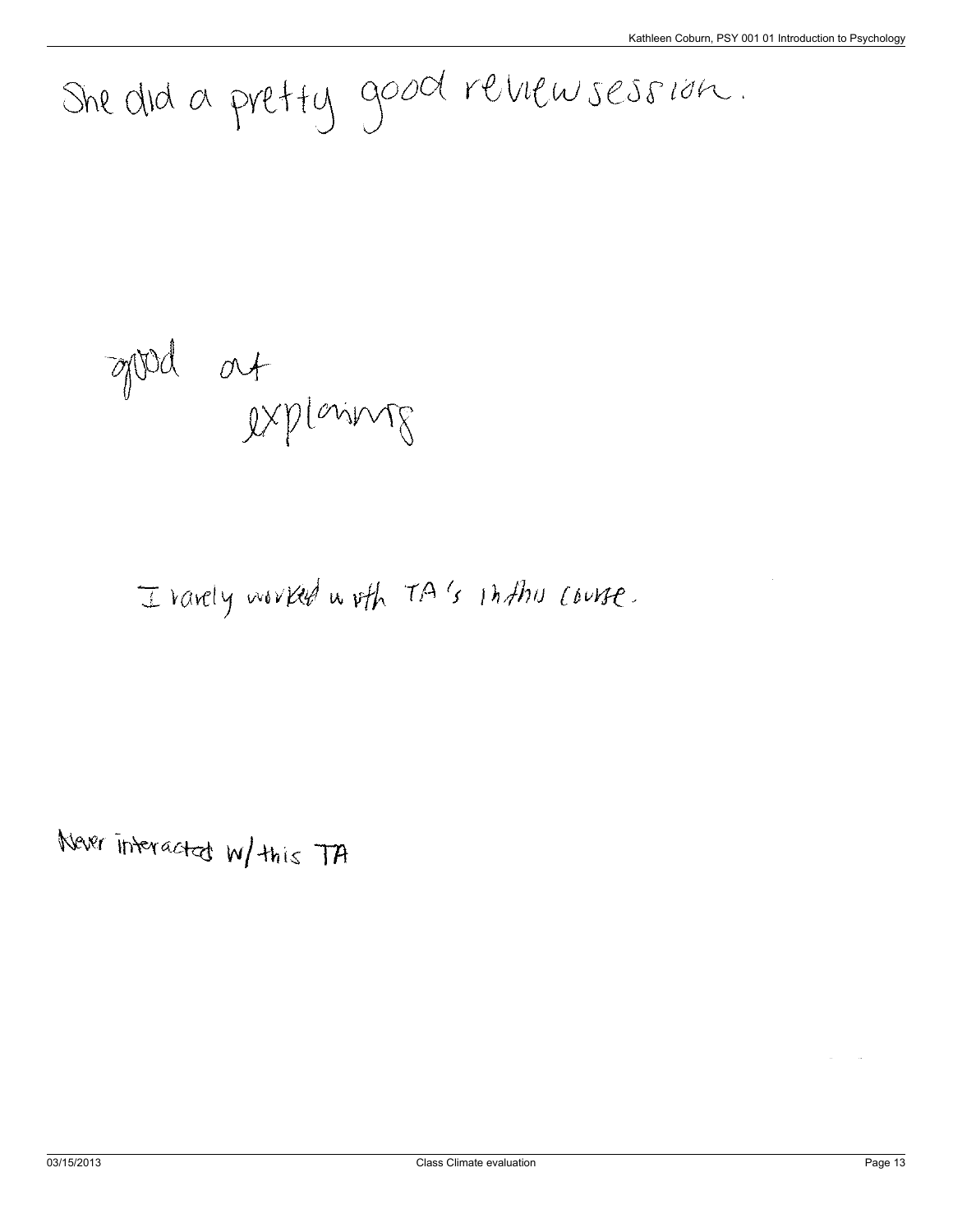She did a pretty good review session.

good at explaining

I rarely worked with TA's in this course.

Never interacted w/ this TA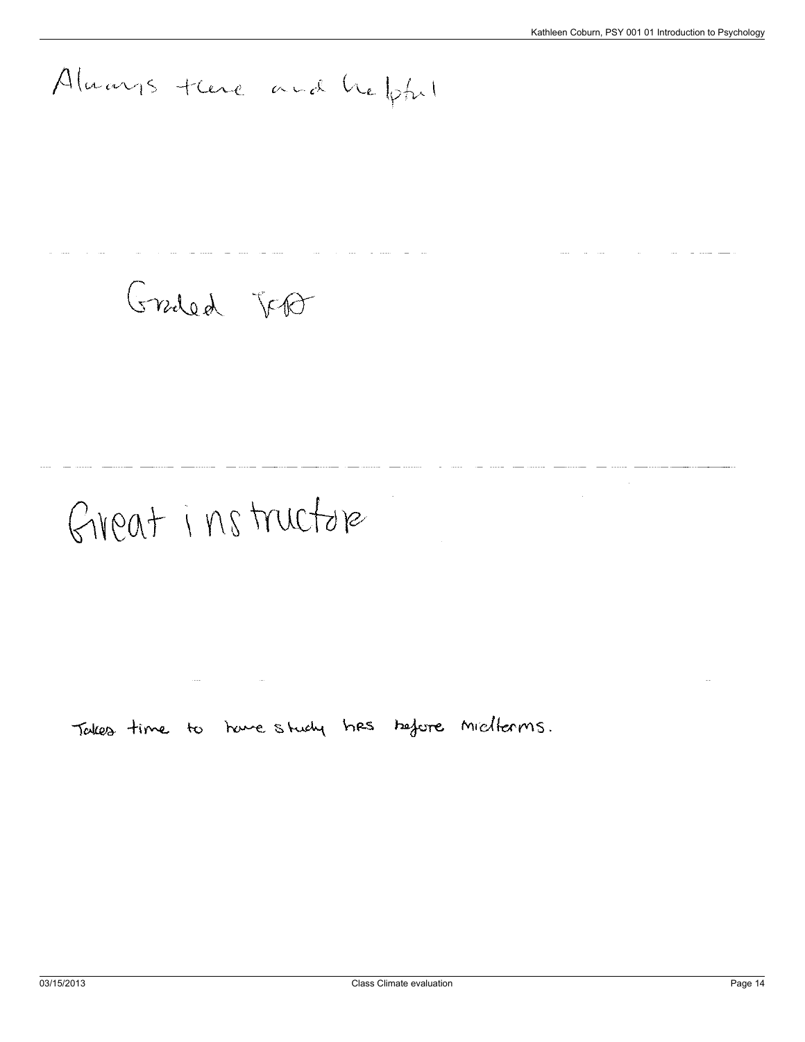Always there and helpful

---

Graded fast

---

Great instructor

---

Takes time to have study hrs before midterms.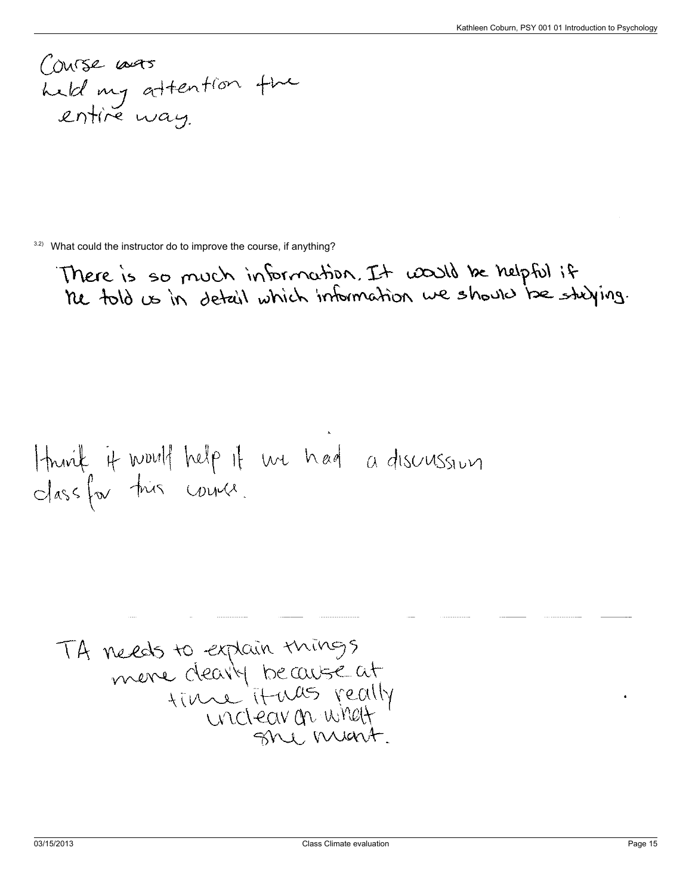Course was
held my attention the entire way.

3.2) What could the instructor do to improve the course, if anything?

There is so much information. It would be helpful if he told us in detail which information we should be studying.

I think it would help if we had a discussion class for this course.

TA needs to explain things more clearly because at time it was really unclear on what she meant.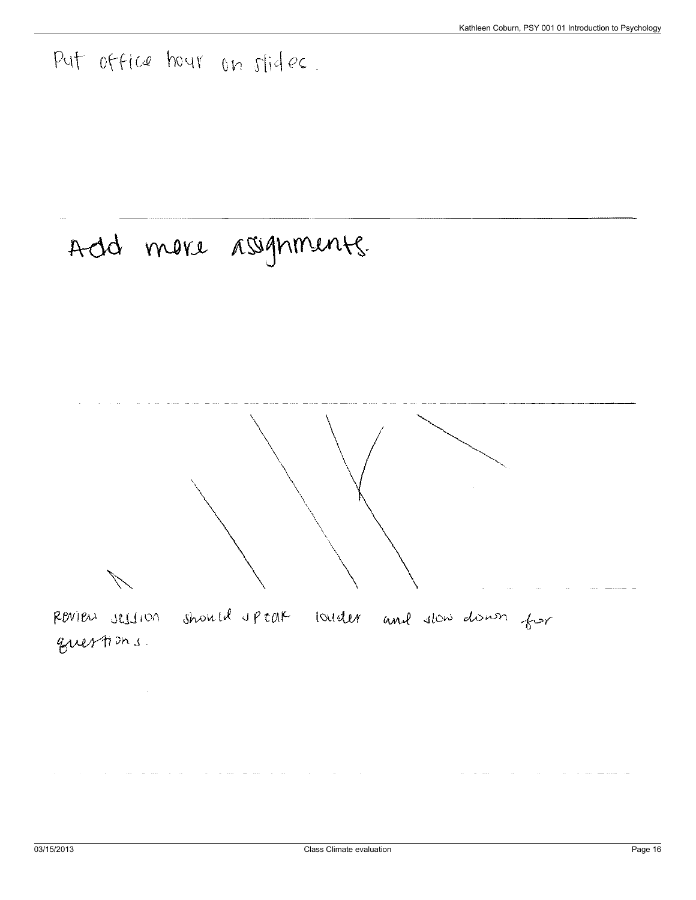Put office hour on slides.

---

Add more assignments.

---

---

Review session should speak louder and slow down for questions.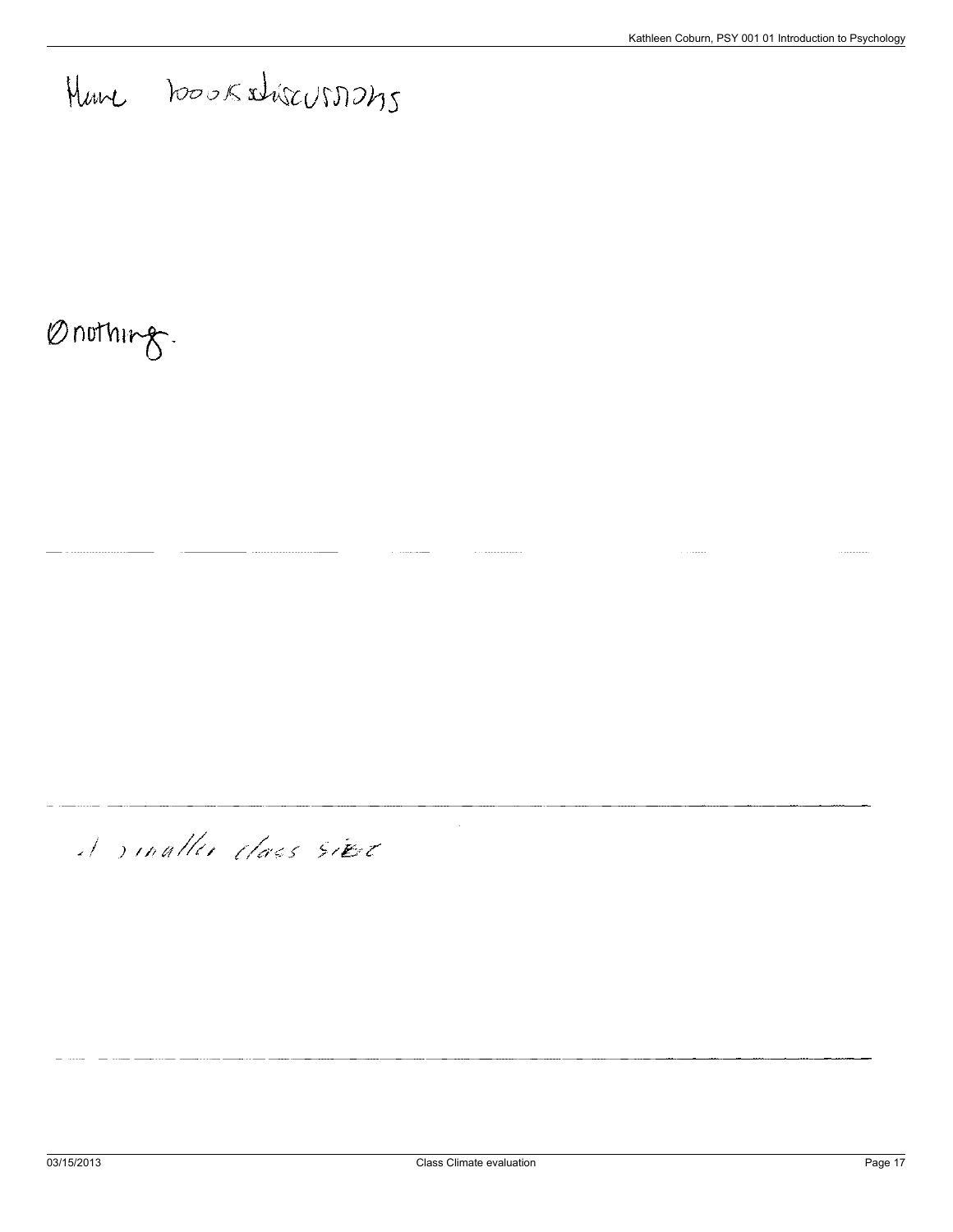More book discussions

Ønothing.

A smaller class size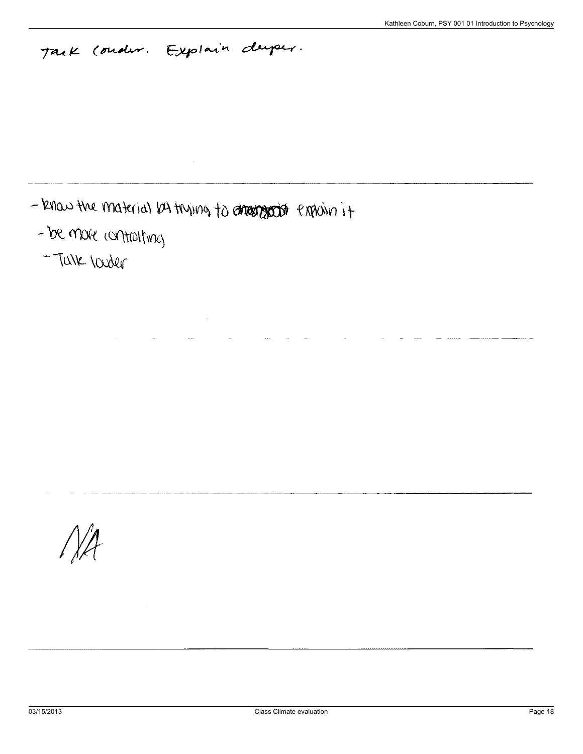Talk louder. Explain deeper.

---

- know the material by trying to ~~understand~~ explain it
- be more controlling
- Talk louder

---

---

NA

---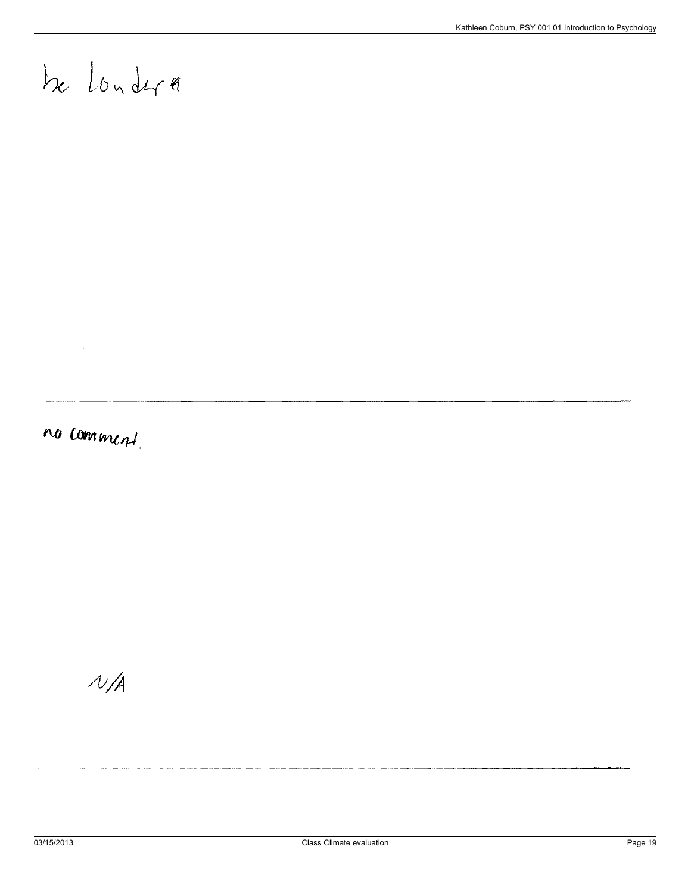be londra

---

no comment.

N/A

---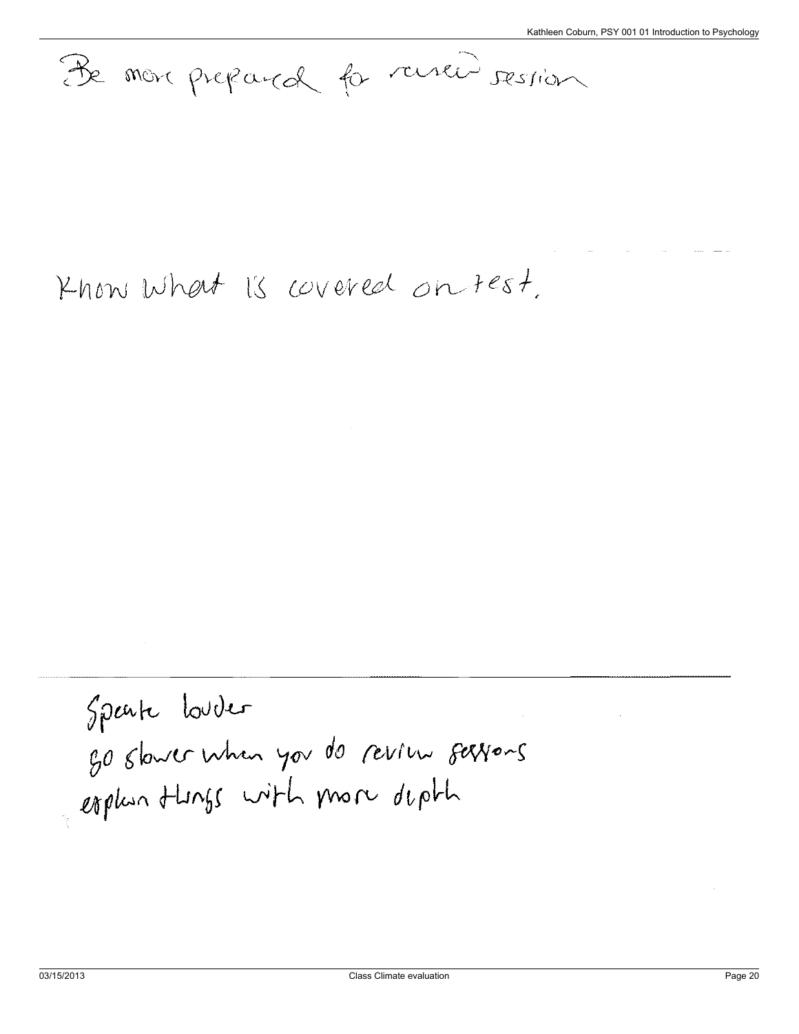Be more prepared for review session

Know what is covered on test.

Speak louder
go slower when you do review sessions
explain things with more depth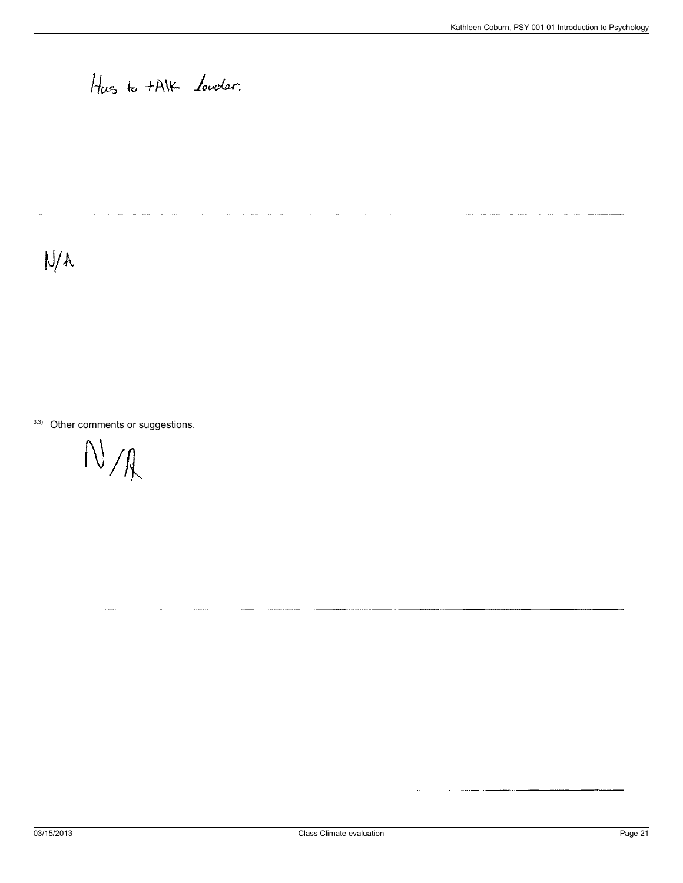Has to tAlk louder.

---

N/A

---

3.3) Other comments or suggestions.

N/A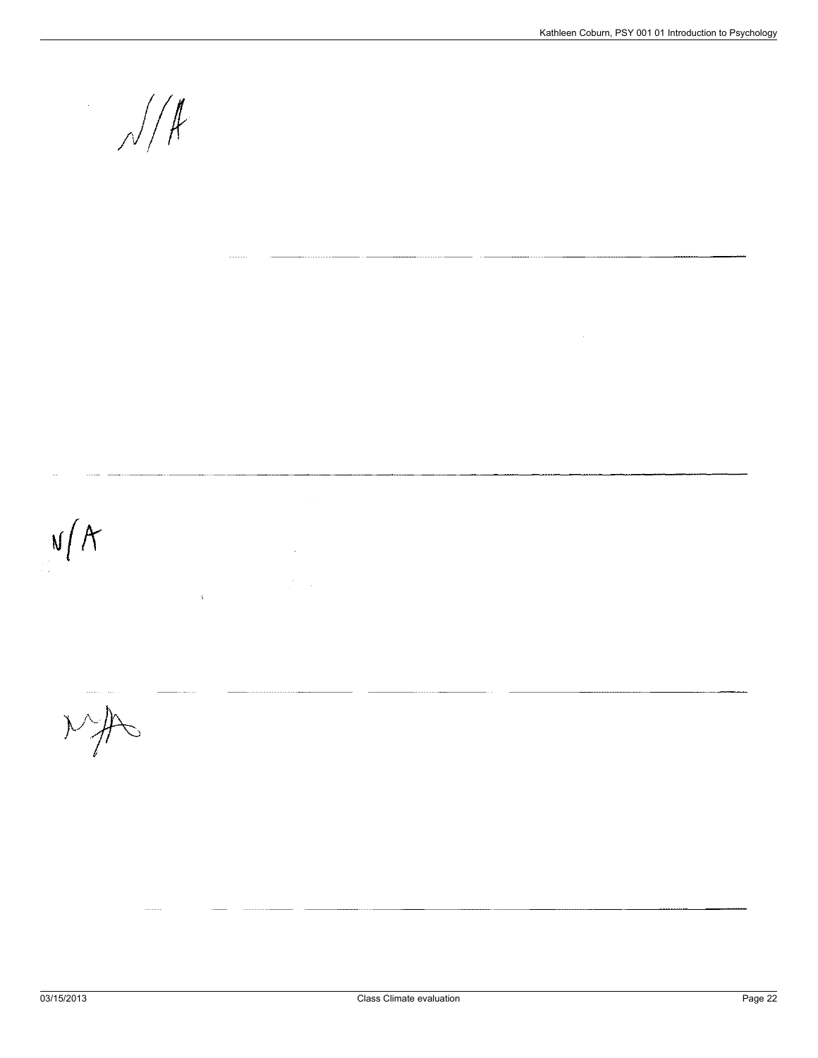N/A

---

---

N/A

---

N/A

---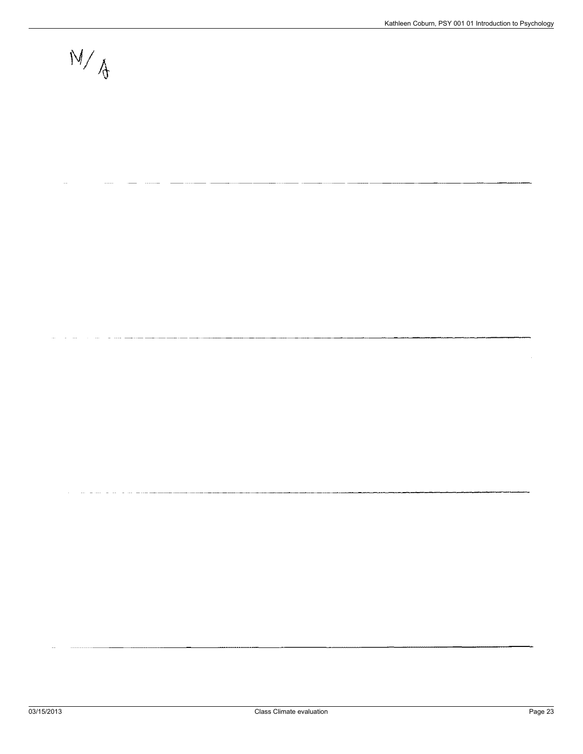N/A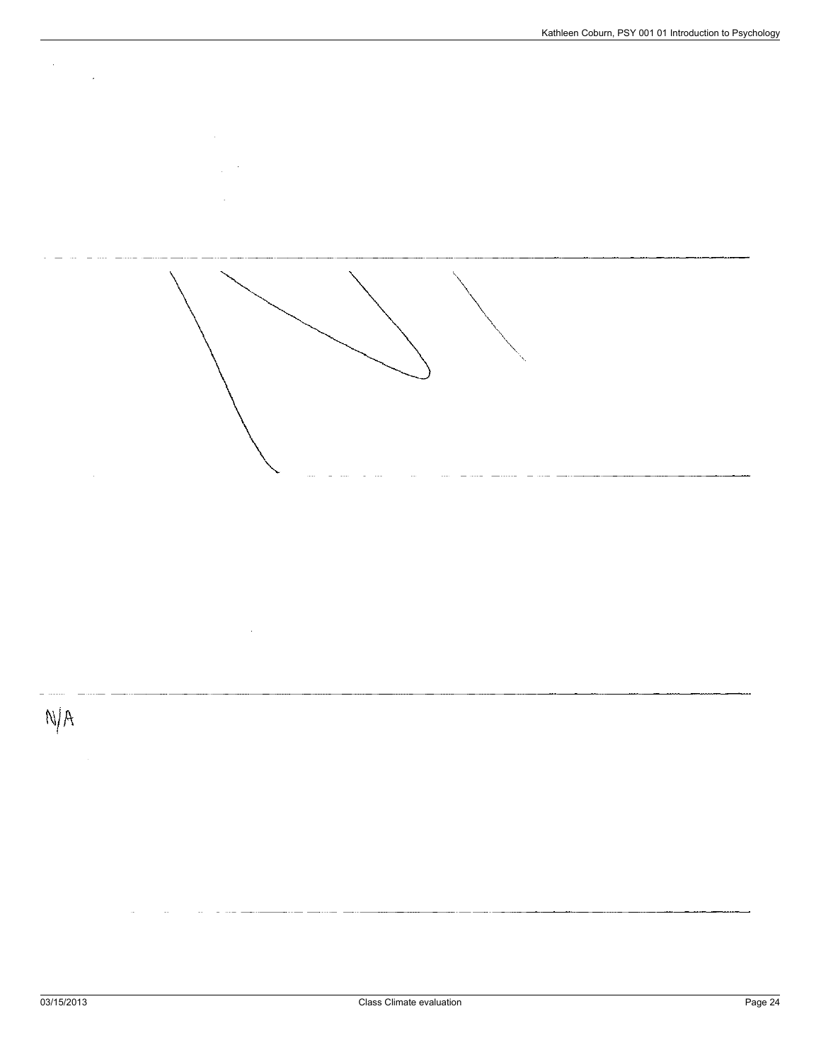N/A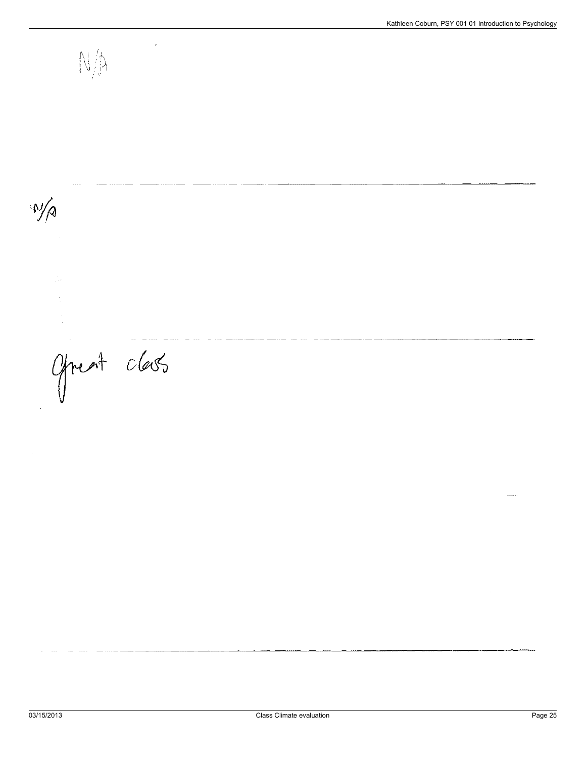N/A

---

N/A

---

Great class

---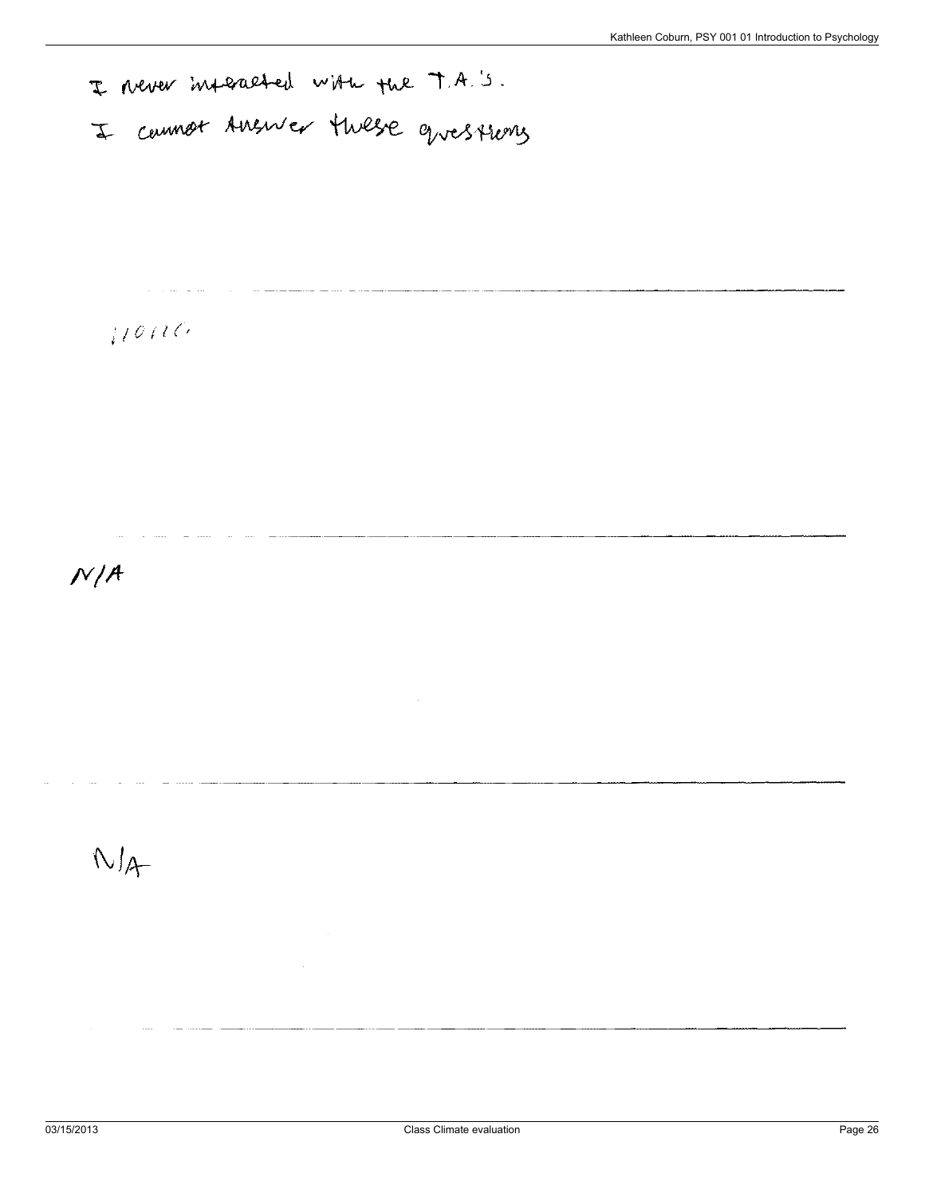I never interacted with the T.A.'s.
I cannot Answer these questions

---

none

---

N/A

---

N/A

---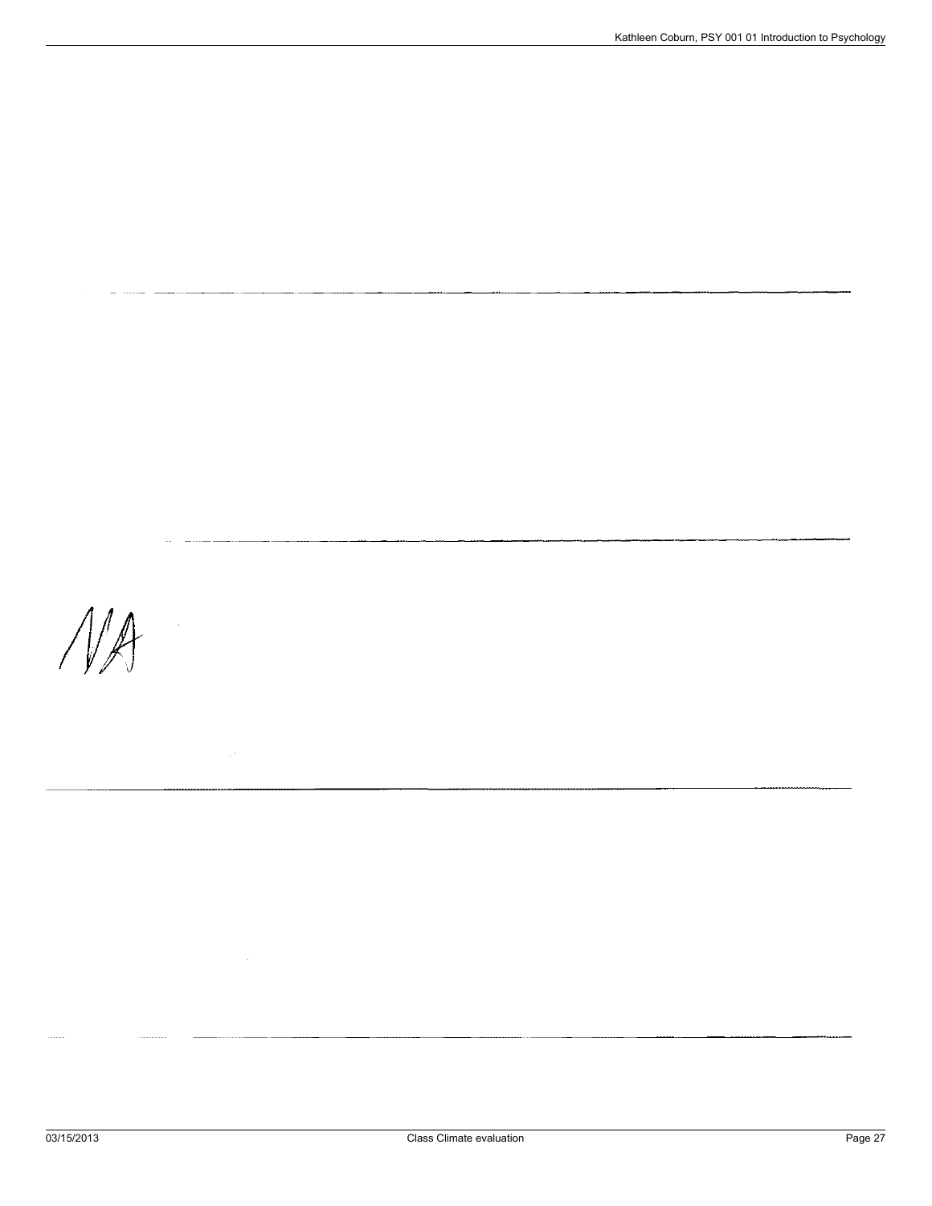NA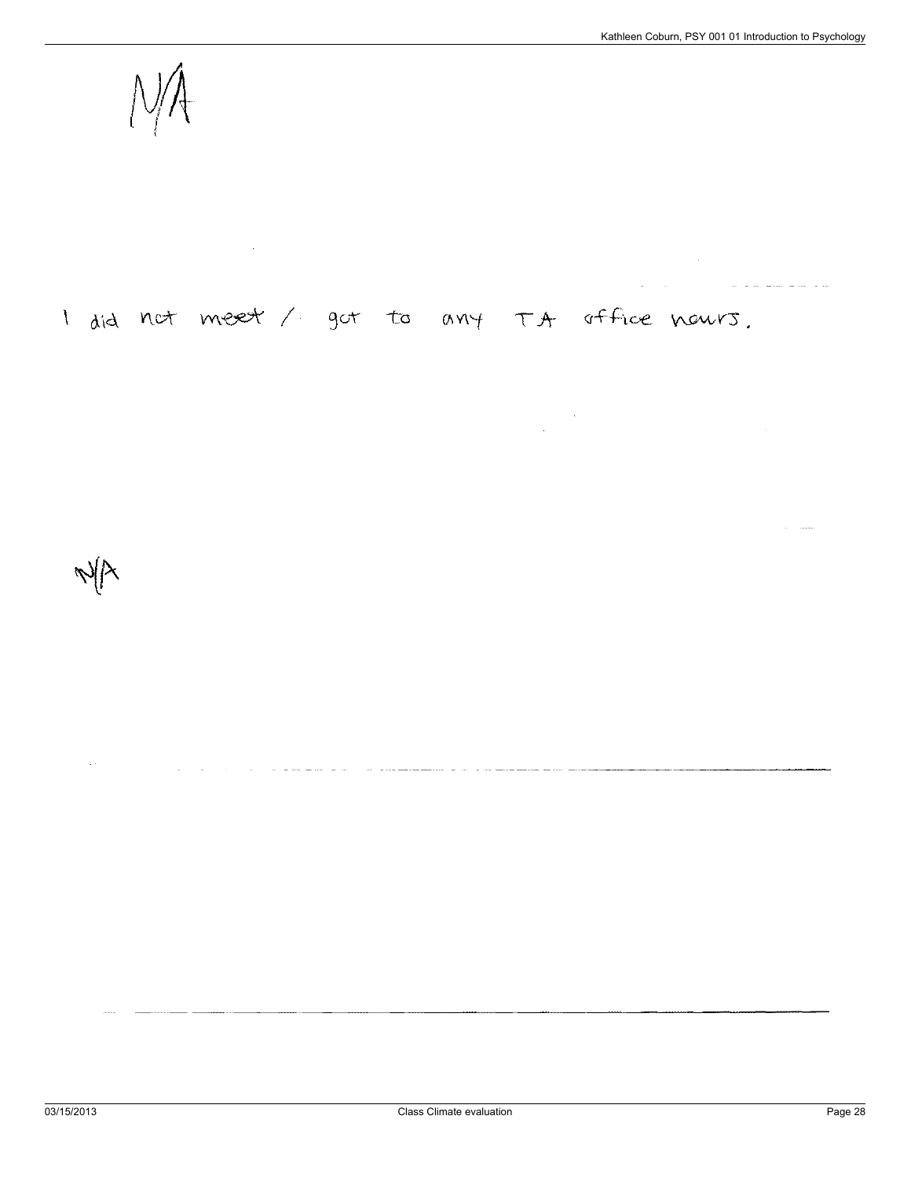N/A

I did not meet / got to any TA office hours.

N/A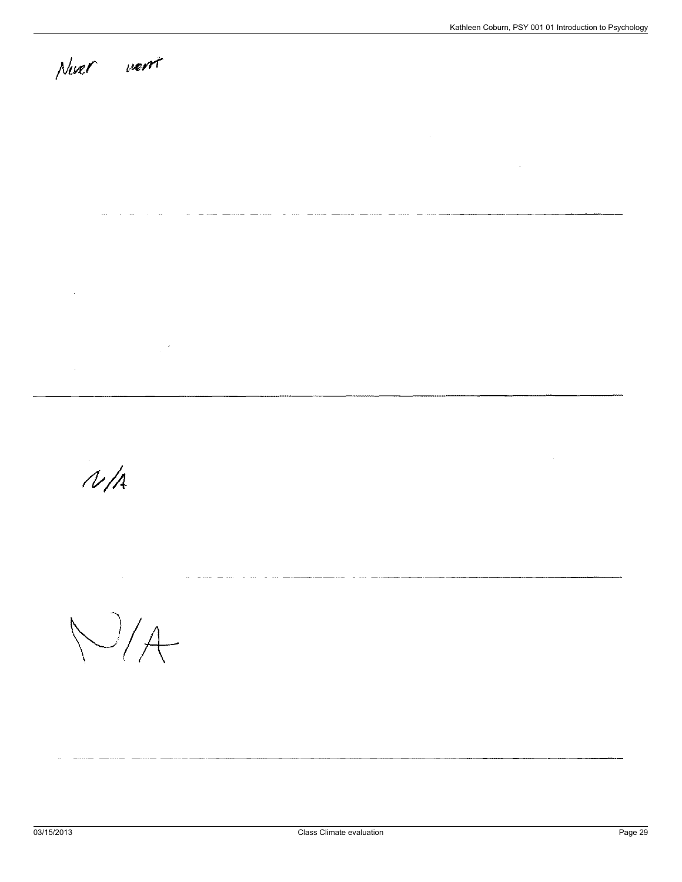Never went

---

N/A

---

N/A

---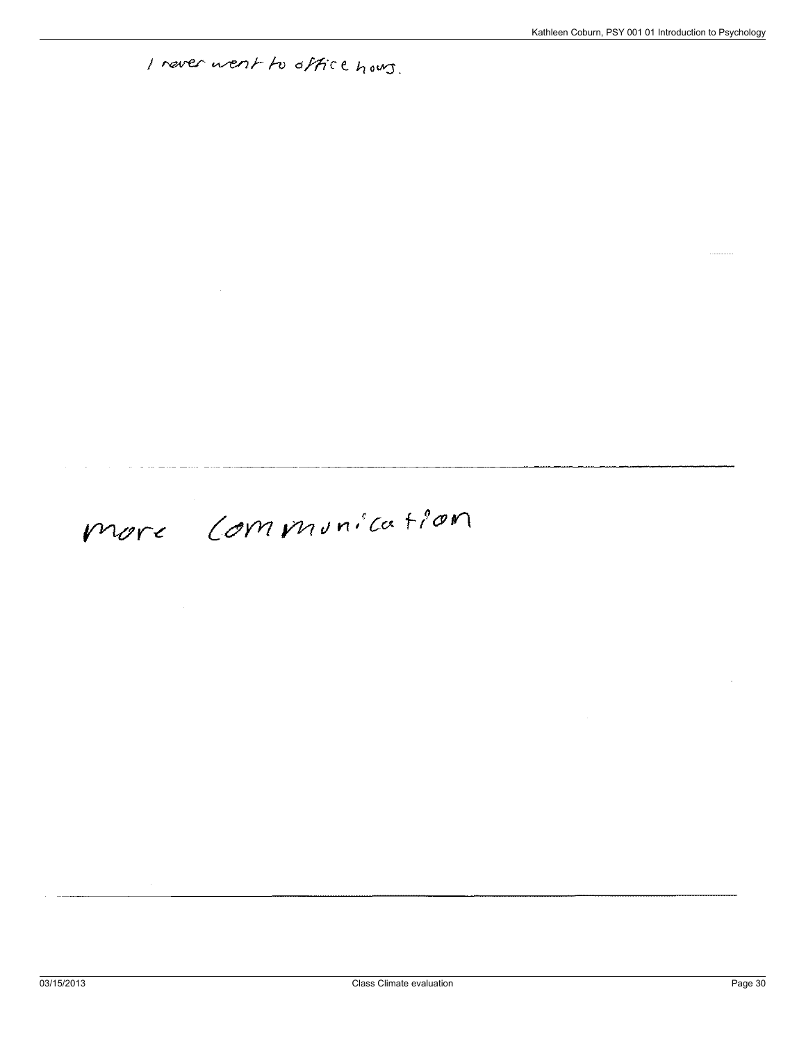I never went to office hours.

---

more communication

---